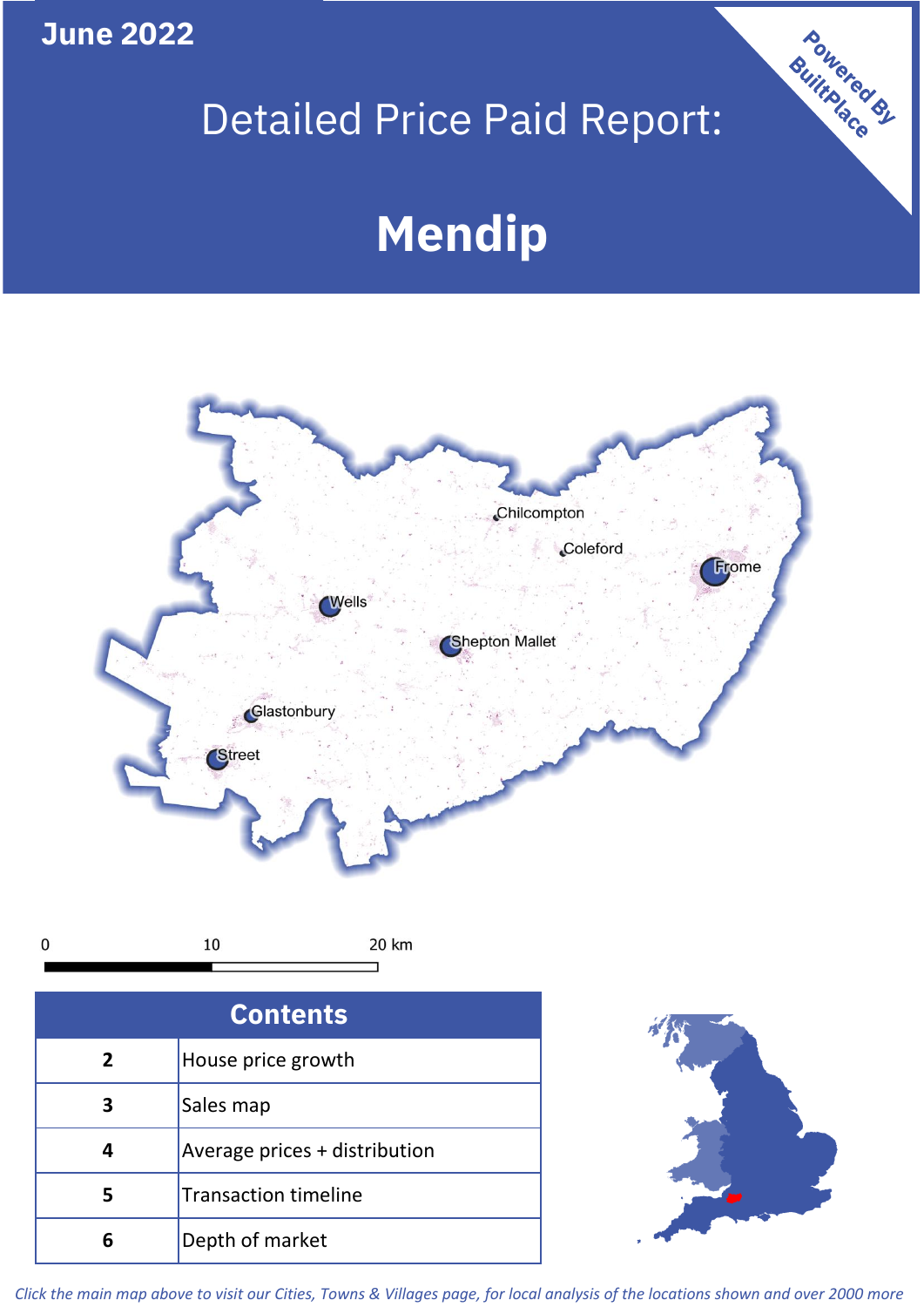June 2022

# Detailed Price Paid Report:

# Mendip

Powered By BuiltPlace

Chilcompton

Coleford

Frome

Wells

Shepton Mallet

Glastonbury

Street

0 10 20 km

| Contents | |
|---|---|
| 2 | House price growth |
| 3 | Sales map |
| 4 | Average prices + distribution |
| 5 | Transaction timeline |
| 6 | Depth of market |

*Click the main map above to visit our Cities, Towns & Villages page, for local analysis of the locations shown and over 2000 more*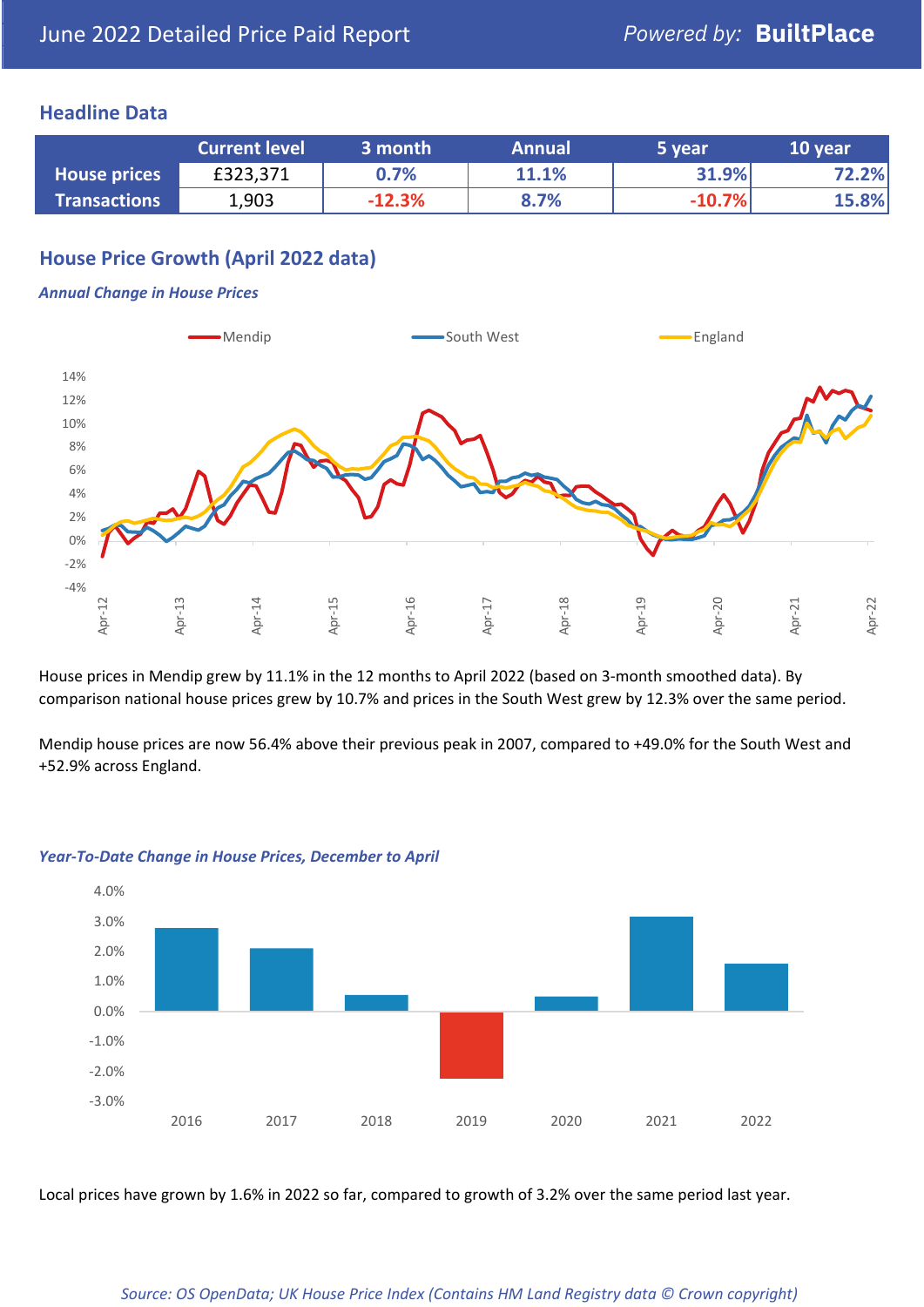June 2022 Detailed Price Paid Report

## Headline Data

| | Current level | 3 month | Annual | 5 year | 10 year |
|---|---|---|---|---|---|
| House prices | £323,371 | 0.7% | 11.1% | 31.9% | 72.2% |
| Transactions | 1,903 | -12.3% | 8.7% | -10.7% | 15.8% |

## House Price Growth (April 2022 data)

### *Annual Change in House Prices*

House prices in Mendip grew by 11.1% in the 12 months to April 2022 (based on 3-month smoothed data). By comparison national house prices grew by 10.7% and prices in the South West grew by 12.3% over the same period.

Mendip house prices are now 56.4% above their previous peak in 2007, compared to +49.0% for the South West and +52.9% across England.

### *Year-To-Date Change in House Prices, December to April*

Local prices have grown by 1.6% in 2022 so far, compared to growth of 3.2% over the same period last year.

*Source: OS OpenData; UK House Price Index (Contains HM Land Registry data © Crown copyright)*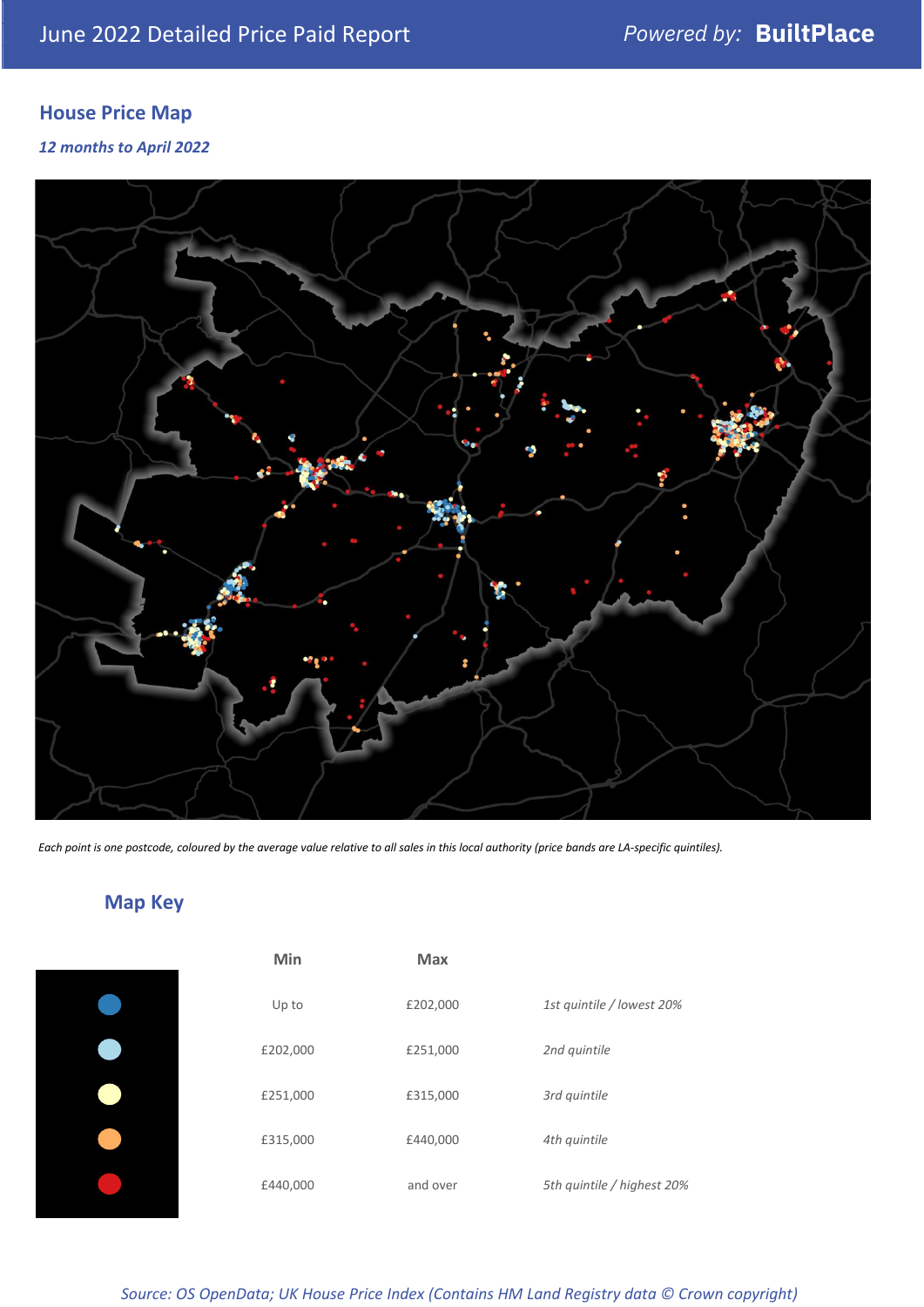June 2022 Detailed Price Paid Report

Powered by: **BuiltPlace**

## House Price Map

*12 months to April 2022*

*Each point is one postcode, coloured by the average value relative to all sales in this local authority (price bands are LA-specific quintiles).*

## Map Key

| Min | Max | |
|---|---|---|
| Up to | £202,000 | *1st quintile / lowest 20%* |
| £202,000 | £251,000 | *2nd quintile* |
| £251,000 | £315,000 | *3rd quintile* |
| £315,000 | £440,000 | *4th quintile* |
| £440,000 | and over | *5th quintile / highest 20%* |

*Source: OS OpenData; UK House Price Index (Contains HM Land Registry data © Crown copyright)*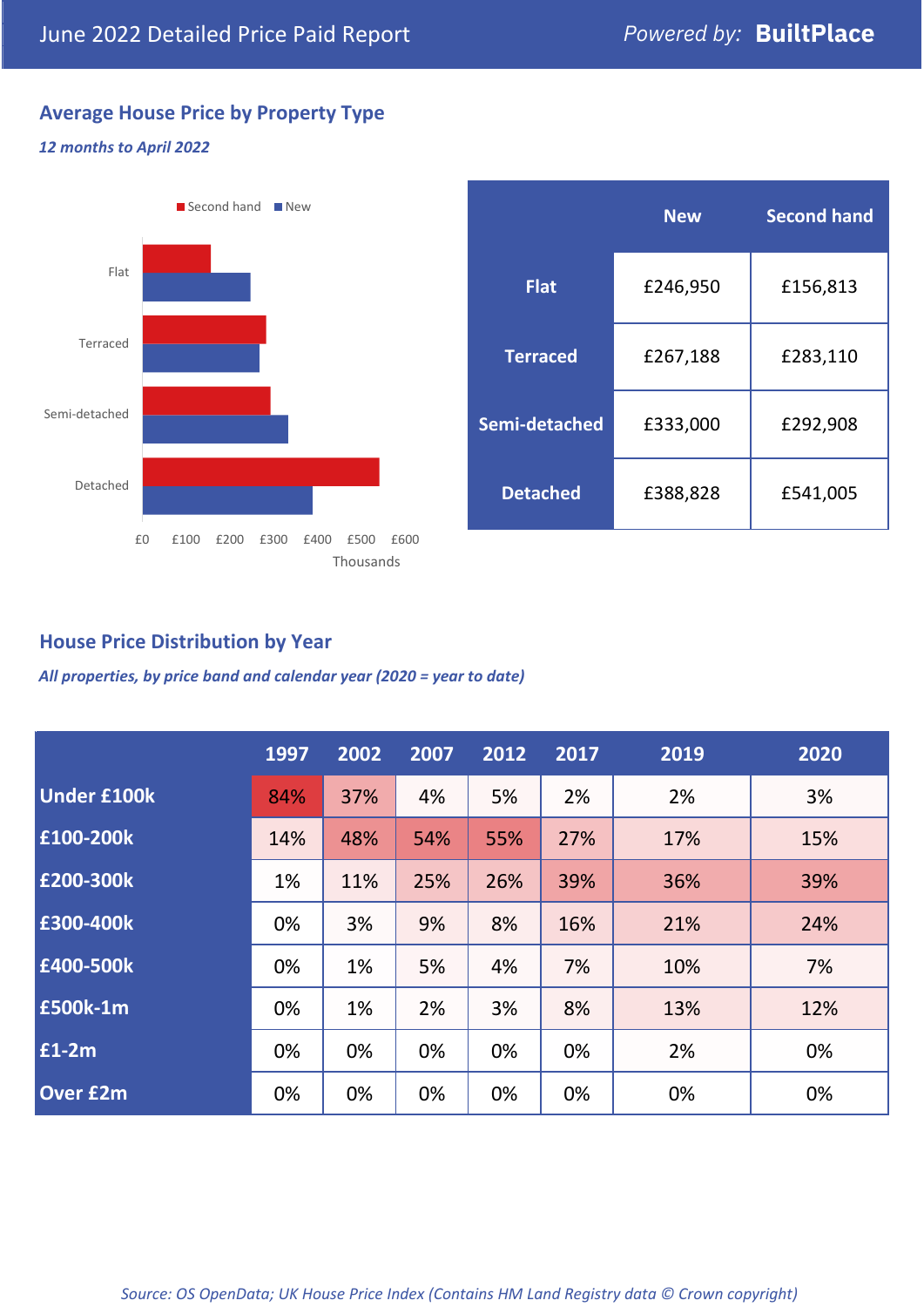June 2022 Detailed Price Paid Report

*Powered by:* **BuiltPlace**

## Average House Price by Property Type

***12 months to April 2022***

|  | New | Second hand |
|---|---|---|
| **Flat** | £246,950 | £156,813 |
| **Terraced** | £267,188 | £283,110 |
| **Semi-detached** | £333,000 | £292,908 |
| **Detached** | £388,828 | £541,005 |

## House Price Distribution by Year

***All properties, by price band and calendar year (2020 = year to date)***

|  | 1997 | 2002 | 2007 | 2012 | 2017 | 2019 | 2020 |
|---|---|---|---|---|---|---|---|
| **Under £100k** | 84% | 37% | 4% | 5% | 2% | 2% | 3% |
| **£100-200k** | 14% | 48% | 54% | 55% | 27% | 17% | 15% |
| **£200-300k** | 1% | 11% | 25% | 26% | 39% | 36% | 39% |
| **£300-400k** | 0% | 3% | 9% | 8% | 16% | 21% | 24% |
| **£400-500k** | 0% | 1% | 5% | 4% | 7% | 10% | 7% |
| **£500k-1m** | 0% | 1% | 2% | 3% | 8% | 13% | 12% |
| **£1-2m** | 0% | 0% | 0% | 0% | 0% | 2% | 0% |
| **Over £2m** | 0% | 0% | 0% | 0% | 0% | 0% | 0% |

*Source: OS OpenData; UK House Price Index (Contains HM Land Registry data © Crown copyright)*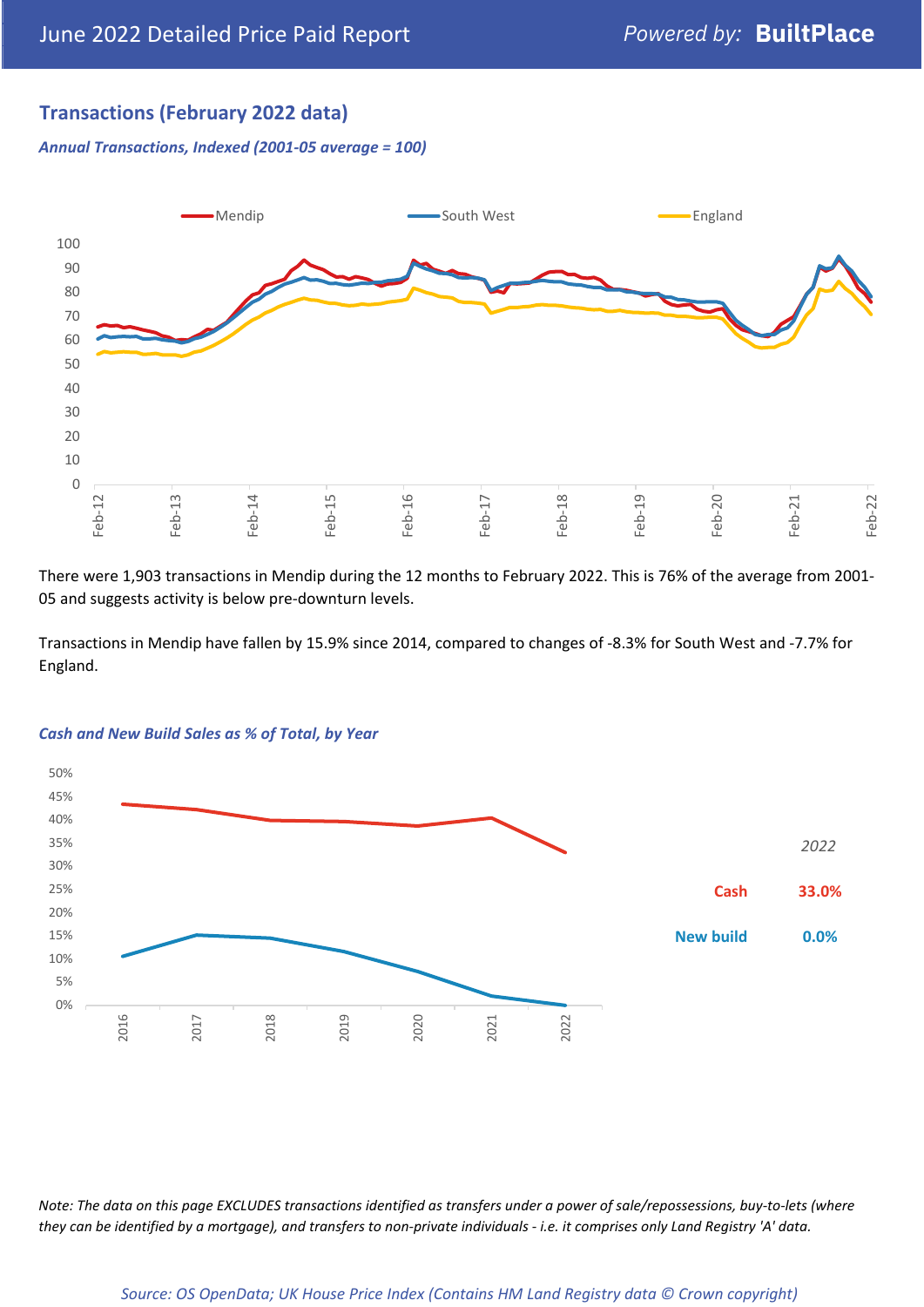## Transactions (February 2022 data)

*Annual Transactions, Indexed (2001-05 average = 100)*

There were 1,903 transactions in Mendip during the 12 months to February 2022. This is 76% of the average from 2001-05 and suggests activity is below pre-downturn levels.

Transactions in Mendip have fallen by 15.9% since 2014, compared to changes of -8.3% for South West and -7.7% for England.

*Cash and New Build Sales as % of Total, by Year*

| 2022 | |
|---|---|
| Cash | 33.0% |
| New build | 0.0% |

*Note: The data on this page EXCLUDES transactions identified as transfers under a power of sale/repossessions, buy-to-lets (where they can be identified by a mortgage), and transfers to non-private individuals - i.e. it comprises only Land Registry 'A' data.*

*Source: OS OpenData; UK House Price Index (Contains HM Land Registry data © Crown copyright)*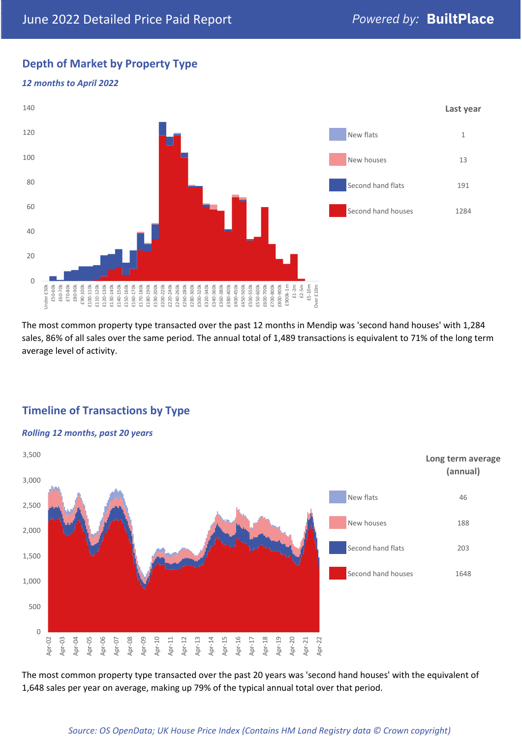June 2022 Detailed Price Paid Report

Powered by: **BuiltPlace**

## Depth of Market by Property Type

*12 months to April 2022*

140
120
100
80
60
40
20
0

Under £50k, £50-60k, £60-70k, £70-80k, £80-90k, £90-100k, £100-110k, £110-120k, £120-130k, £130-140k, £140-150k, £150-160k, £160-170k, £170-180k, £180-190k, £190-200k, £200-220k, £220-240k, £240-260k, £260-280k, £280-300k, £300-320k, £320-340k, £340-360k, £360-380k, £380-400k, £400-450k, £450-500k, £500-550k, £550-600k, £600-700k, £700-800k, £800-900k, £900k-1m, £1-2m, £2-5m, £5-10m, Over £10m

Last year

New flats 1

New houses 13

Second hand flats 191

Second hand houses 1284

The most common property type transacted over the past 12 months in Mendip was 'second hand houses' with 1,284 sales, 86% of all sales over the same period. The annual total of 1,489 transactions is equivalent to 71% of the long term average level of activity.

## Timeline of Transactions by Type

*Rolling 12 months, past 20 years*

3,500
3,000
2,500
2,000
1,500
1,000
500
0

Apr-02, Apr-03, Apr-04, Apr-05, Apr-06, Apr-07, Apr-08, Apr-09, Apr-10, Apr-11, Apr-12, Apr-13, Apr-14, Apr-15, Apr-16, Apr-17, Apr-18, Apr-19, Apr-20, Apr-21, Apr-22

Long term average (annual)

New flats 46

New houses 188

Second hand flats 203

Second hand houses 1648

The most common property type transacted over the past 20 years was 'second hand houses' with the equivalent of 1,648 sales per year on average, making up 79% of the typical annual total over that period.

*Source: OS OpenData; UK House Price Index (Contains HM Land Registry data © Crown copyright)*